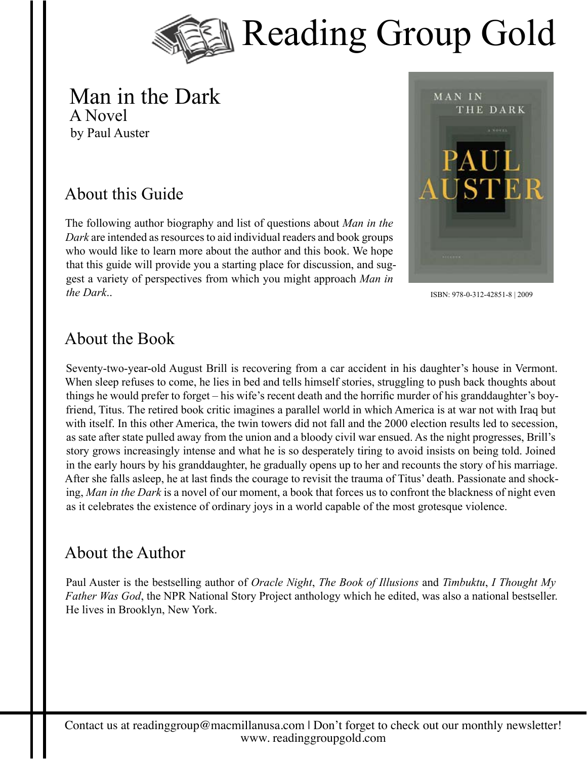# Reading Group Gold

# Man in the Dark

## A Novel

by Paul Auster

ISBN: 978-0-312-42851-8 | 2009

## About this Guide

The following author biography and list of questions about *Man in the Dark* are intended as resources to aid individual readers and book groups who would like to learn more about the author and this book. We hope that this guide will provide you a starting place for discussion, and suggest a variety of perspectives from which you might approach *Man in the Dark*..

## About the Book

Seventy-two-year-old August Brill is recovering from a car accident in his daughter's house in Vermont. When sleep refuses to come, he lies in bed and tells himself stories, struggling to push back thoughts about things he would prefer to forget – his wife's recent death and the horrific murder of his granddaughter's boyfriend, Titus. The retired book critic imagines a parallel world in which America is at war not with Iraq but with itself. In this other America, the twin towers did not fall and the 2000 election results led to secession, as sate after state pulled away from the union and a bloody civil war ensued. As the night progresses, Brill's story grows increasingly intense and what he is so desperately tiring to avoid insists on being told. Joined in the early hours by his granddaughter, he gradually opens up to her and recounts the story of his marriage. After she falls asleep, he at last finds the courage to revisit the trauma of Titus' death. Passionate and shocking, *Man in the Dark* is a novel of our moment, a book that forces us to confront the blackness of night even as it celebrates the existence of ordinary joys in a world capable of the most grotesque violence.

## About the Author

Paul Auster is the bestselling author of *Oracle Night*, *The Book of Illusions* and *Timbuktu*, *I Thought My Father Was God*, the NPR National Story Project anthology which he edited, was also a national bestseller. He lives in Brooklyn, New York.

Contact us at readinggroup@macmillanusa.com | Don't forget to check out our monthly newsletter!
www. readinggroupgold.com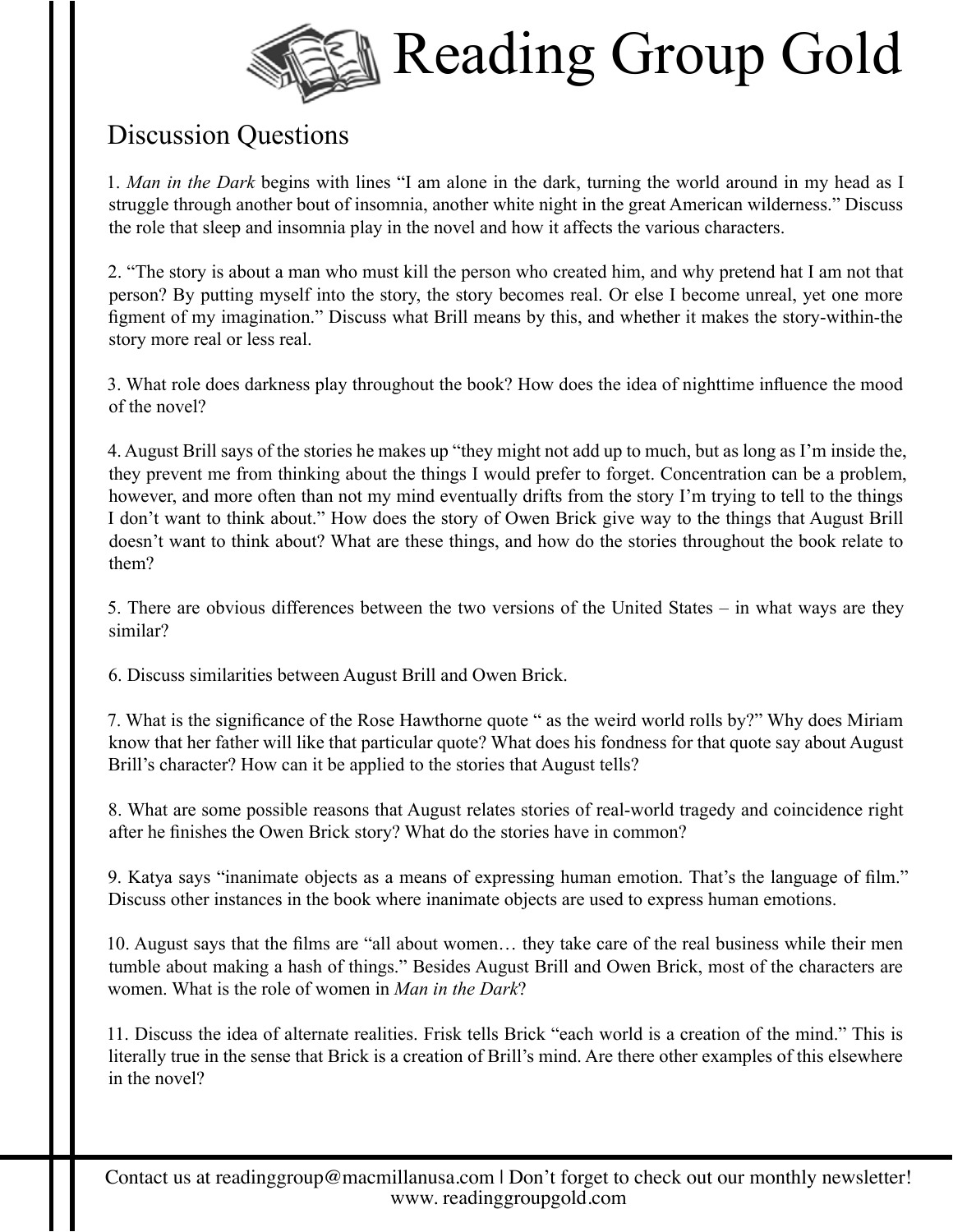# Reading Group Gold

## Discussion Questions

1. *Man in the Dark* begins with lines "I am alone in the dark, turning the world around in my head as I struggle through another bout of insomnia, another white night in the great American wilderness." Discuss the role that sleep and insomnia play in the novel and how it affects the various characters.

2. "The story is about a man who must kill the person who created him, and why pretend hat I am not that person? By putting myself into the story, the story becomes real. Or else I become unreal, yet one more figment of my imagination." Discuss what Brill means by this, and whether it makes the story-within-the story more real or less real.

3. What role does darkness play throughout the book? How does the idea of nighttime influence the mood of the novel?

4. August Brill says of the stories he makes up "they might not add up to much, but as long as I'm inside the, they prevent me from thinking about the things I would prefer to forget. Concentration can be a problem, however, and more often than not my mind eventually drifts from the story I'm trying to tell to the things I don't want to think about." How does the story of Owen Brick give way to the things that August Brill doesn't want to think about? What are these things, and how do the stories throughout the book relate to them?

5. There are obvious differences between the two versions of the United States – in what ways are they similar?

6. Discuss similarities between August Brill and Owen Brick.

7. What is the significance of the Rose Hawthorne quote " as the weird world rolls by?" Why does Miriam know that her father will like that particular quote? What does his fondness for that quote say about August Brill's character? How can it be applied to the stories that August tells?

8. What are some possible reasons that August relates stories of real-world tragedy and coincidence right after he finishes the Owen Brick story? What do the stories have in common?

9. Katya says "inanimate objects as a means of expressing human emotion. That's the language of film." Discuss other instances in the book where inanimate objects are used to express human emotions.

10. August says that the films are "all about women… they take care of the real business while their men tumble about making a hash of things." Besides August Brill and Owen Brick, most of the characters are women. What is the role of women in *Man in the Dark*?

11. Discuss the idea of alternate realities. Frisk tells Brick "each world is a creation of the mind." This is literally true in the sense that Brick is a creation of Brill's mind. Are there other examples of this elsewhere in the novel?

Contact us at readinggroup@macmillanusa.com | Don't forget to check out our monthly newsletter!
www. readinggroupgold.com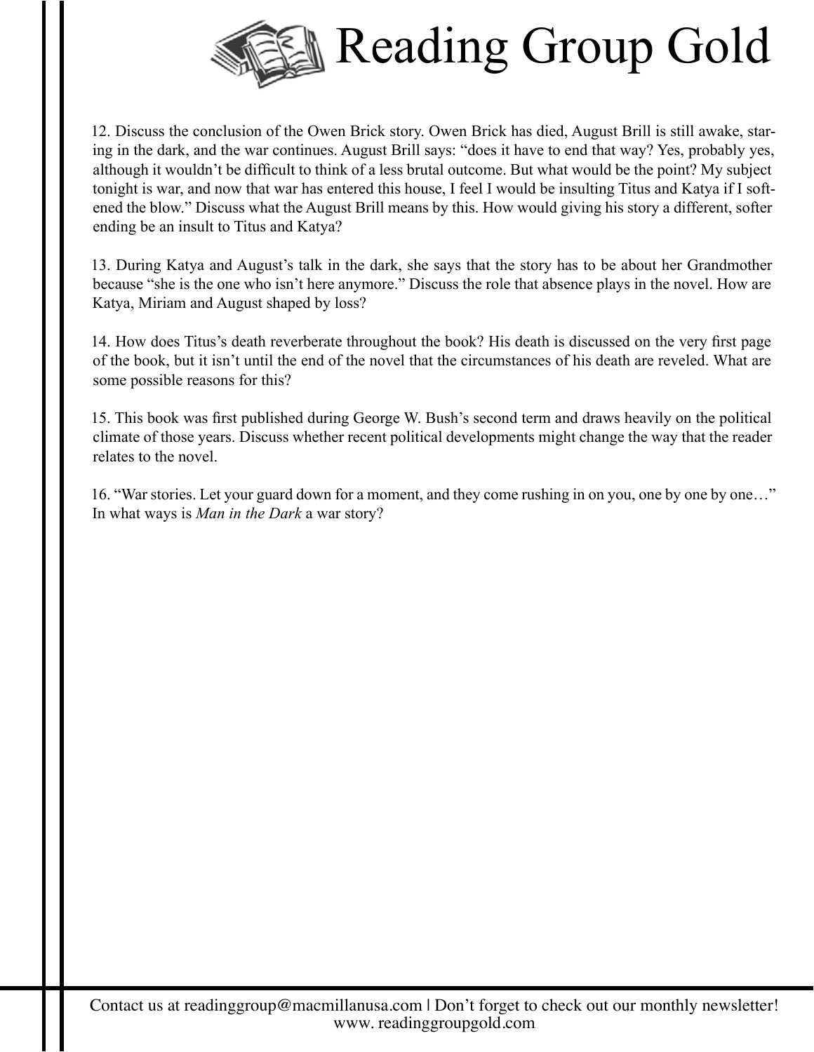12. Discuss the conclusion of the Owen Brick story. Owen Brick has died, August Brill is still awake, staring in the dark, and the war continues. August Brill says: "does it have to end that way? Yes, probably yes, although it wouldn't be difficult to think of a less brutal outcome. But what would be the point? My subject tonight is war, and now that war has entered this house, I feel I would be insulting Titus and Katya if I softened the blow." Discuss what the August Brill means by this. How would giving his story a different, softer ending be an insult to Titus and Katya?

13. During Katya and August's talk in the dark, she says that the story has to be about her Grandmother because "she is the one who isn't here anymore." Discuss the role that absence plays in the novel. How are Katya, Miriam and August shaped by loss?

14. How does Titus's death reverberate throughout the book? His death is discussed on the very first page of the book, but it isn't until the end of the novel that the circumstances of his death are reveled. What are some possible reasons for this?

15. This book was first published during George W. Bush's second term and draws heavily on the political climate of those years. Discuss whether recent political developments might change the way that the reader relates to the novel.

16. "War stories. Let your guard down for a moment, and they come rushing in on you, one by one by one…" In what ways is *Man in the Dark* a war story?